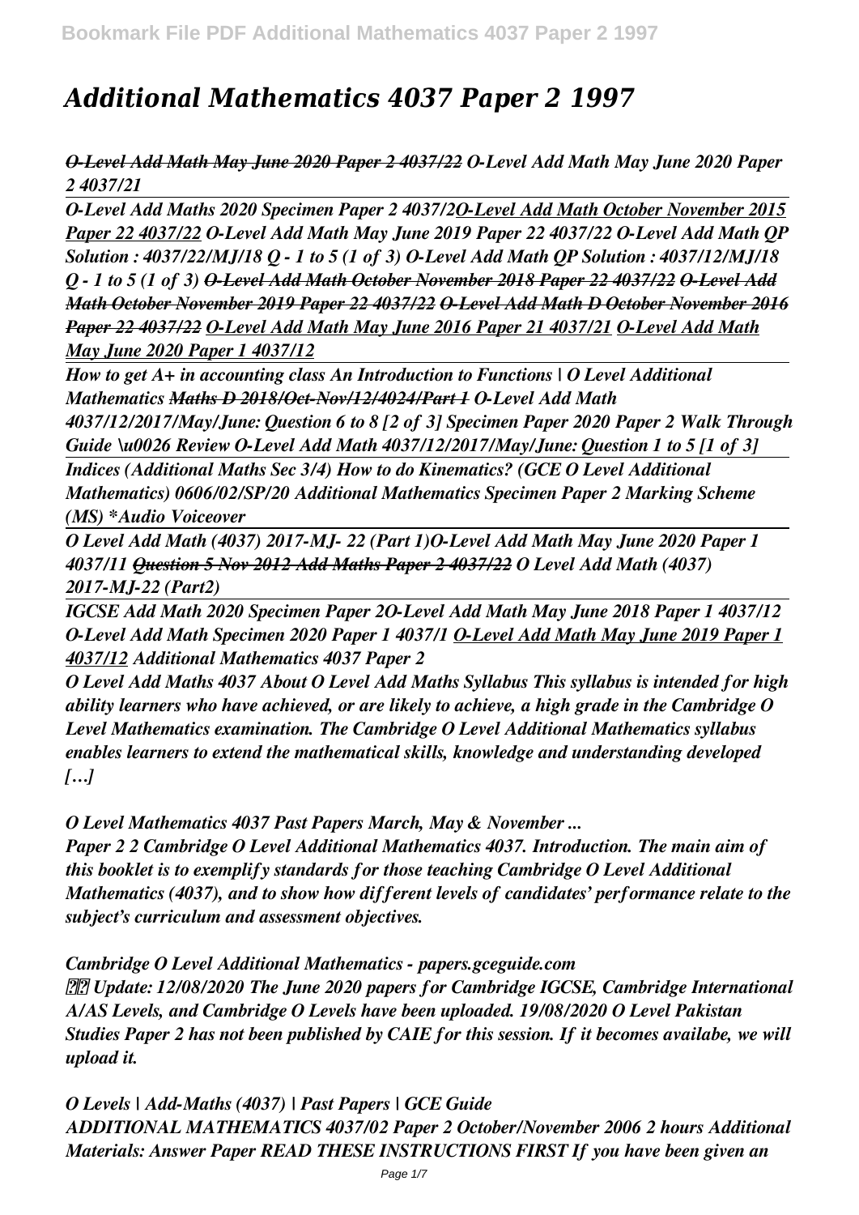# Additional Mathematics 4037 Paper 2 1997

*O-Level Add Math May June 2020 Paper 2 4037/22* *O-Level Add Math May June 2020 Paper 2 4037/21*

*O-Level Add Maths 2020 Specimen Paper 2 4037/2* *O-Level Add Math October November 2015 Paper 22 4037/22* *O-Level Add Math May June 2019 Paper 22 4037/22* *O-Level Add Math QP Solution : 4037/22/MJ/18 Q - 1 to 5 (1 of 3)* *O-Level Add Math QP Solution : 4037/12/MJ/18 Q - 1 to 5 (1 of 3)* *O-Level Add Math October November 2018 Paper 22 4037/22* *O-Level Add Math October November 2019 Paper 22 4037/22* *O-Level Add Math D October November 2016 Paper 22 4037/22* *O-Level Add Math May June 2016 Paper 21 4037/21* *O-Level Add Math May June 2020 Paper 1 4037/12*

*How to get A+ in accounting class* *An Introduction to Functions | O Level Additional Mathematics* *Maths D 2018/Oct-Nov/12/4024/Part 1* *O-Level Add Math 4037/12/2017/May/June: Question 6 to 8 [2 of 3]* *Specimen Paper 2020 Paper 2 Walk Through Guide \u0026 Review* *O-Level Add Math 4037/12/2017/May/June: Question 1 to 5 [1 of 3]*

*Indices (Additional Maths Sec 3/4)* *How to do Kinematics? (GCE O Level Additional Mathematics)* *0606/02/SP/20 Additional Mathematics Specimen Paper 2 Marking Scheme (MS) *Audio Voiceover*

*O Level Add Math (4037) 2017-MJ- 22 (Part 1)* *O-Level Add Math May June 2020 Paper 1 4037/11* *Question 5 Nov 2012 Add Maths Paper 2 4037/22* *O Level Add Math (4037) 2017-MJ-22 (Part2)*

*IGCSE Add Math 2020 Specimen Paper 2* *O-Level Add Math May June 2018 Paper 1 4037/12* *O-Level Add Math Specimen 2020 Paper 1 4037/1* *O-Level Add Math May June 2019 Paper 1 4037/12* *Additional Mathematics 4037 Paper 2*

*O Level Add Maths 4037 About O Level Add Maths Syllabus This syllabus is intended for high ability learners who have achieved, or are likely to achieve, a high grade in the Cambridge O Level Mathematics examination. The Cambridge O Level Additional Mathematics syllabus enables learners to extend the mathematical skills, knowledge and understanding developed […]*

*O Level Mathematics 4037 Past Papers March, May & November ...*

*Paper 2 2 Cambridge O Level Additional Mathematics 4037. Introduction. The main aim of this booklet is to exemplify standards for those teaching Cambridge O Level Additional Mathematics (4037), and to show how different levels of candidates' performance relate to the subject's curriculum and assessment objectives.*

*Cambridge O Level Additional Mathematics - papers.gceguide.com*

*Update: 12/08/2020 The June 2020 papers for Cambridge IGCSE, Cambridge International A/AS Levels, and Cambridge O Levels have been uploaded. 19/08/2020 O Level Pakistan Studies Paper 2 has not been published by CAIE for this session. If it becomes availabe, we will upload it.*

*O Levels | Add-Maths (4037) | Past Papers | GCE Guide*

*ADDITIONAL MATHEMATICS 4037/02 Paper 2 October/November 2006 2 hours Additional Materials: Answer Paper READ THESE INSTRUCTIONS FIRST If you have been given an*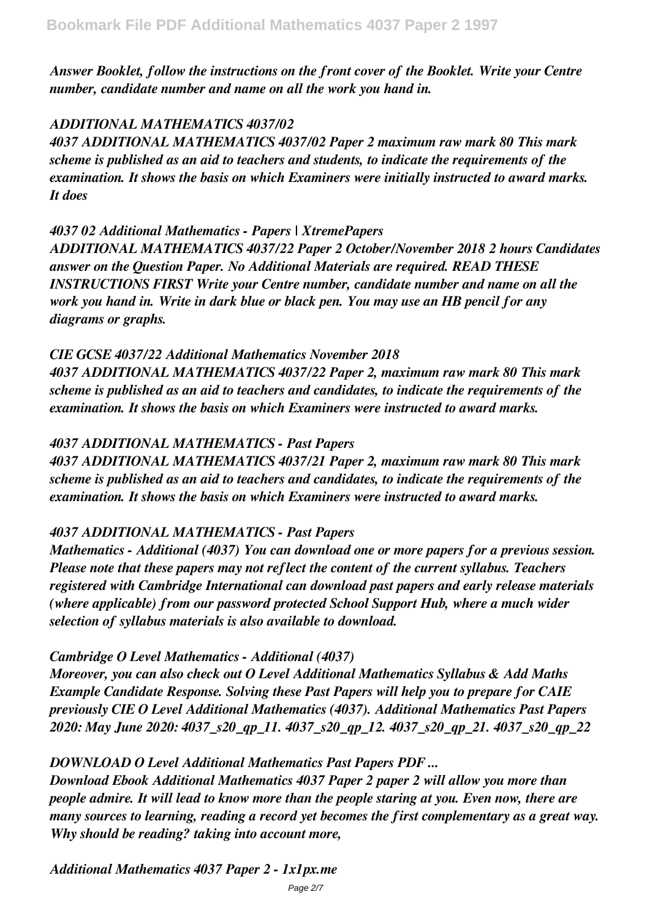*Answer Booklet, follow the instructions on the front cover of the Booklet. Write your Centre number, candidate number and name on all the work you hand in.*

*ADDITIONAL MATHEMATICS 4037/02*

*4037 ADDITIONAL MATHEMATICS 4037/02 Paper 2 maximum raw mark 80 This mark scheme is published as an aid to teachers and students, to indicate the requirements of the examination. It shows the basis on which Examiners were initially instructed to award marks. It does*

*4037 02 Additional Mathematics - Papers | XtremePapers*

*ADDITIONAL MATHEMATICS 4037/22 Paper 2 October/November 2018 2 hours Candidates answer on the Question Paper. No Additional Materials are required. READ THESE INSTRUCTIONS FIRST Write your Centre number, candidate number and name on all the work you hand in. Write in dark blue or black pen. You may use an HB pencil for any diagrams or graphs.*

*CIE GCSE 4037/22 Additional Mathematics November 2018*

*4037 ADDITIONAL MATHEMATICS 4037/22 Paper 2, maximum raw mark 80 This mark scheme is published as an aid to teachers and candidates, to indicate the requirements of the examination. It shows the basis on which Examiners were instructed to award marks.*

*4037 ADDITIONAL MATHEMATICS - Past Papers*

*4037 ADDITIONAL MATHEMATICS 4037/21 Paper 2, maximum raw mark 80 This mark scheme is published as an aid to teachers and candidates, to indicate the requirements of the examination. It shows the basis on which Examiners were instructed to award marks.*

*4037 ADDITIONAL MATHEMATICS - Past Papers*

*Mathematics - Additional (4037) You can download one or more papers for a previous session. Please note that these papers may not reflect the content of the current syllabus. Teachers registered with Cambridge International can download past papers and early release materials (where applicable) from our password protected School Support Hub, where a much wider selection of syllabus materials is also available to download.*

*Cambridge O Level Mathematics - Additional (4037)*

*Moreover, you can also check out O Level Additional Mathematics Syllabus & Add Maths Example Candidate Response. Solving these Past Papers will help you to prepare for CAIE previously CIE O Level Additional Mathematics (4037). Additional Mathematics Past Papers 2020: May June 2020: 4037_s20_qp_11. 4037_s20_qp_12. 4037_s20_qp_21. 4037_s20_qp_22*

*DOWNLOAD O Level Additional Mathematics Past Papers PDF ...*

*Download Ebook Additional Mathematics 4037 Paper 2 paper 2 will allow you more than people admire. It will lead to know more than the people staring at you. Even now, there are many sources to learning, reading a record yet becomes the first complementary as a great way. Why should be reading? taking into account more,*

*Additional Mathematics 4037 Paper 2 - 1x1px.me*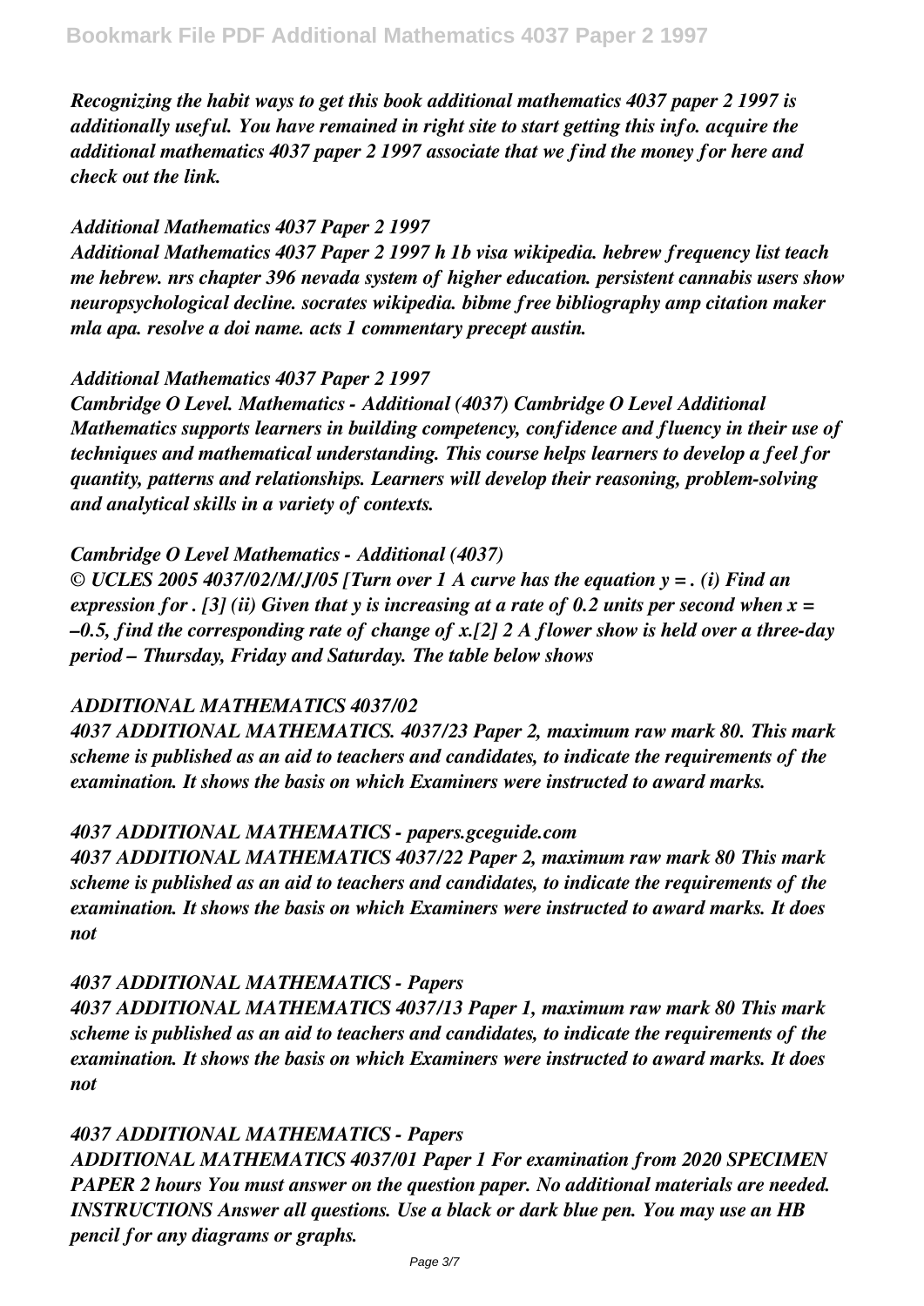*Recognizing the habit ways to get this book additional mathematics 4037 paper 2 1997 is additionally useful. You have remained in right site to start getting this info. acquire the additional mathematics 4037 paper 2 1997 associate that we find the money for here and check out the link.*

### *Additional Mathematics 4037 Paper 2 1997*

*Additional Mathematics 4037 Paper 2 1997 h 1b visa wikipedia. hebrew frequency list teach me hebrew. nrs chapter 396 nevada system of higher education. persistent cannabis users show neuropsychological decline. socrates wikipedia. bibme free bibliography amp citation maker mla apa. resolve a doi name. acts 1 commentary precept austin.*

### *Additional Mathematics 4037 Paper 2 1997*

*Cambridge O Level. Mathematics - Additional (4037) Cambridge O Level Additional Mathematics supports learners in building competency, confidence and fluency in their use of techniques and mathematical understanding. This course helps learners to develop a feel for quantity, patterns and relationships. Learners will develop their reasoning, problem-solving and analytical skills in a variety of contexts.*

### *Cambridge O Level Mathematics - Additional (4037)*

*© UCLES 2005 4037/02/M/J/05 [Turn over 1 A curve has the equation y = . (i) Find an expression for . [3] (ii) Given that y is increasing at a rate of 0.2 units per second when x = –0.5, find the corresponding rate of change of x.[2] 2 A flower show is held over a three-day period – Thursday, Friday and Saturday. The table below shows*

### *ADDITIONAL MATHEMATICS 4037/02*

*4037 ADDITIONAL MATHEMATICS. 4037/23 Paper 2, maximum raw mark 80. This mark scheme is published as an aid to teachers and candidates, to indicate the requirements of the examination. It shows the basis on which Examiners were instructed to award marks.*

### *4037 ADDITIONAL MATHEMATICS - papers.gceguide.com*

*4037 ADDITIONAL MATHEMATICS 4037/22 Paper 2, maximum raw mark 80 This mark scheme is published as an aid to teachers and candidates, to indicate the requirements of the examination. It shows the basis on which Examiners were instructed to award marks. It does not*

### *4037 ADDITIONAL MATHEMATICS - Papers*

*4037 ADDITIONAL MATHEMATICS 4037/13 Paper 1, maximum raw mark 80 This mark scheme is published as an aid to teachers and candidates, to indicate the requirements of the examination. It shows the basis on which Examiners were instructed to award marks. It does not*

### *4037 ADDITIONAL MATHEMATICS - Papers*

*ADDITIONAL MATHEMATICS 4037/01 Paper 1 For examination from 2020 SPECIMEN PAPER 2 hours You must answer on the question paper. No additional materials are needed. INSTRUCTIONS Answer all questions. Use a black or dark blue pen. You may use an HB pencil for any diagrams or graphs.*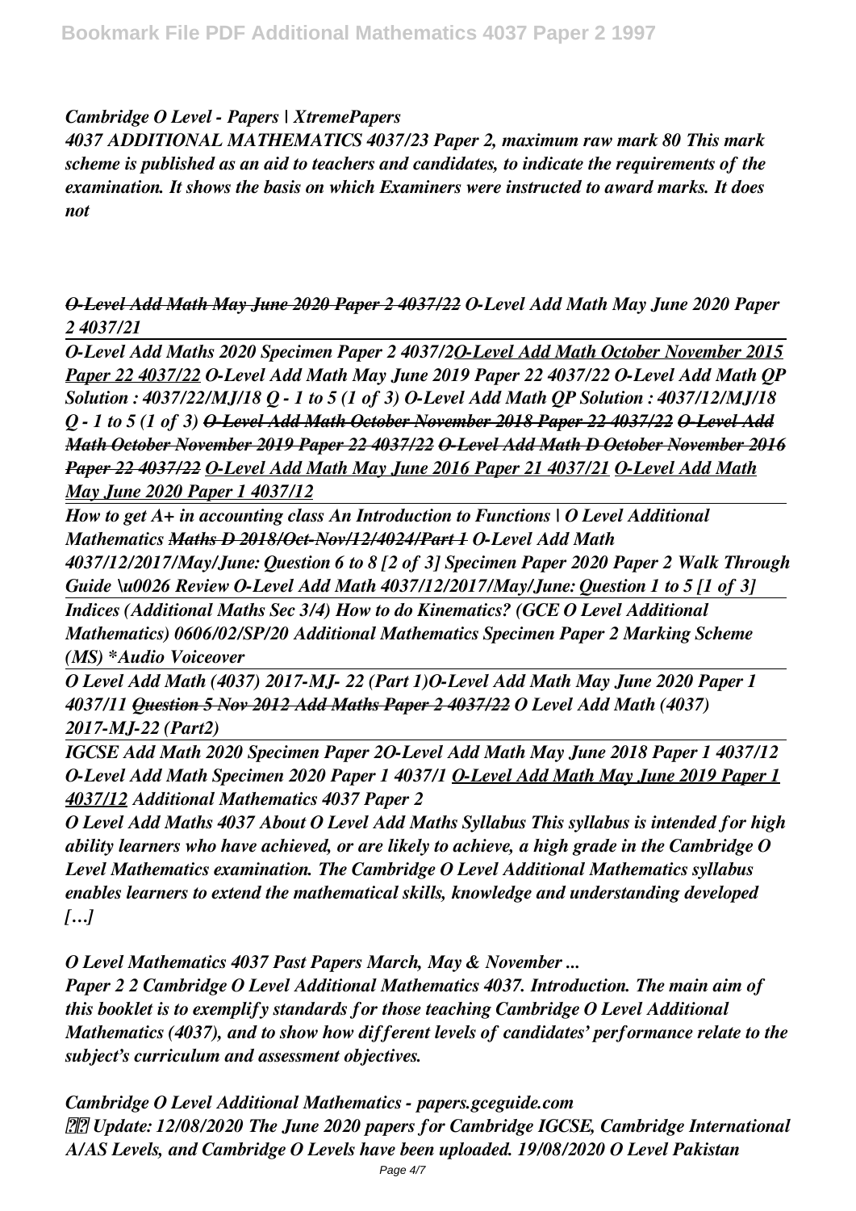*Cambridge O Level - Papers | XtremePapers*

*4037 ADDITIONAL MATHEMATICS 4037/23 Paper 2, maximum raw mark 80 This mark scheme is published as an aid to teachers and candidates, to indicate the requirements of the examination. It shows the basis on which Examiners were instructed to award marks. It does not*

*~~O-Level Add Math May June 2020 Paper 2 4037/22~~ O-Level Add Math May June 2020 Paper 2 4037/21*

*O-Level Add Maths 2020 Specimen Paper 2 4037/2O-Level Add Math October November 2015 Paper 22 4037/22 O-Level Add Math May June 2019 Paper 22 4037/22 O-Level Add Math QP Solution : 4037/22/MJ/18 Q - 1 to 5 (1 of 3) O-Level Add Math QP Solution : 4037/12/MJ/18 Q - 1 to 5 (1 of 3) ~~O-Level Add Math October November 2018 Paper 22 4037/22~~ ~~O-Level Add Math October November 2019 Paper 22 4037/22~~ ~~O-Level Add Math D October November 2016 Paper 22 4037/22~~ O-Level Add Math May June 2016 Paper 21 4037/21 O-Level Add Math May June 2020 Paper 1 4037/12*

*How to get A+ in accounting class An Introduction to Functions | O Level Additional Mathematics ~~Maths D 2018/Oct-Nov/12/4024/Part 1~~ O-Level Add Math 4037/12/2017/May/June: Question 6 to 8 [2 of 3] Specimen Paper 2020 Paper 2 Walk Through Guide \u0026 Review O-Level Add Math 4037/12/2017/May/June: Question 1 to 5 [1 of 3]*

*Indices (Additional Maths Sec 3/4) How to do Kinematics? (GCE O Level Additional Mathematics) 0606/02/SP/20 Additional Mathematics Specimen Paper 2 Marking Scheme (MS) \*Audio Voiceover*

*O Level Add Math (4037) 2017-MJ- 22 (Part 1)O-Level Add Math May June 2020 Paper 1 4037/11 ~~Question 5 Nov 2012 Add Maths Paper 2 4037/22~~ O Level Add Math (4037) 2017-MJ-22 (Part2)*

*IGCSE Add Math 2020 Specimen Paper 2O-Level Add Math May June 2018 Paper 1 4037/12 O-Level Add Math Specimen 2020 Paper 1 4037/1 O-Level Add Math May June 2019 Paper 1 4037/12 Additional Mathematics 4037 Paper 2*

*O Level Add Maths 4037 About O Level Add Maths Syllabus This syllabus is intended for high ability learners who have achieved, or are likely to achieve, a high grade in the Cambridge O Level Mathematics examination. The Cambridge O Level Additional Mathematics syllabus enables learners to extend the mathematical skills, knowledge and understanding developed […]*

*O Level Mathematics 4037 Past Papers March, May & November ...*

*Paper 2 2 Cambridge O Level Additional Mathematics 4037. Introduction. The main aim of this booklet is to exemplify standards for those teaching Cambridge O Level Additional Mathematics (4037), and to show how different levels of candidates' performance relate to the subject's curriculum and assessment objectives.*

*Cambridge O Level Additional Mathematics - papers.gceguide.com*

*�� Update: 12/08/2020 The June 2020 papers for Cambridge IGCSE, Cambridge International A/AS Levels, and Cambridge O Levels have been uploaded. 19/08/2020 O Level Pakistan*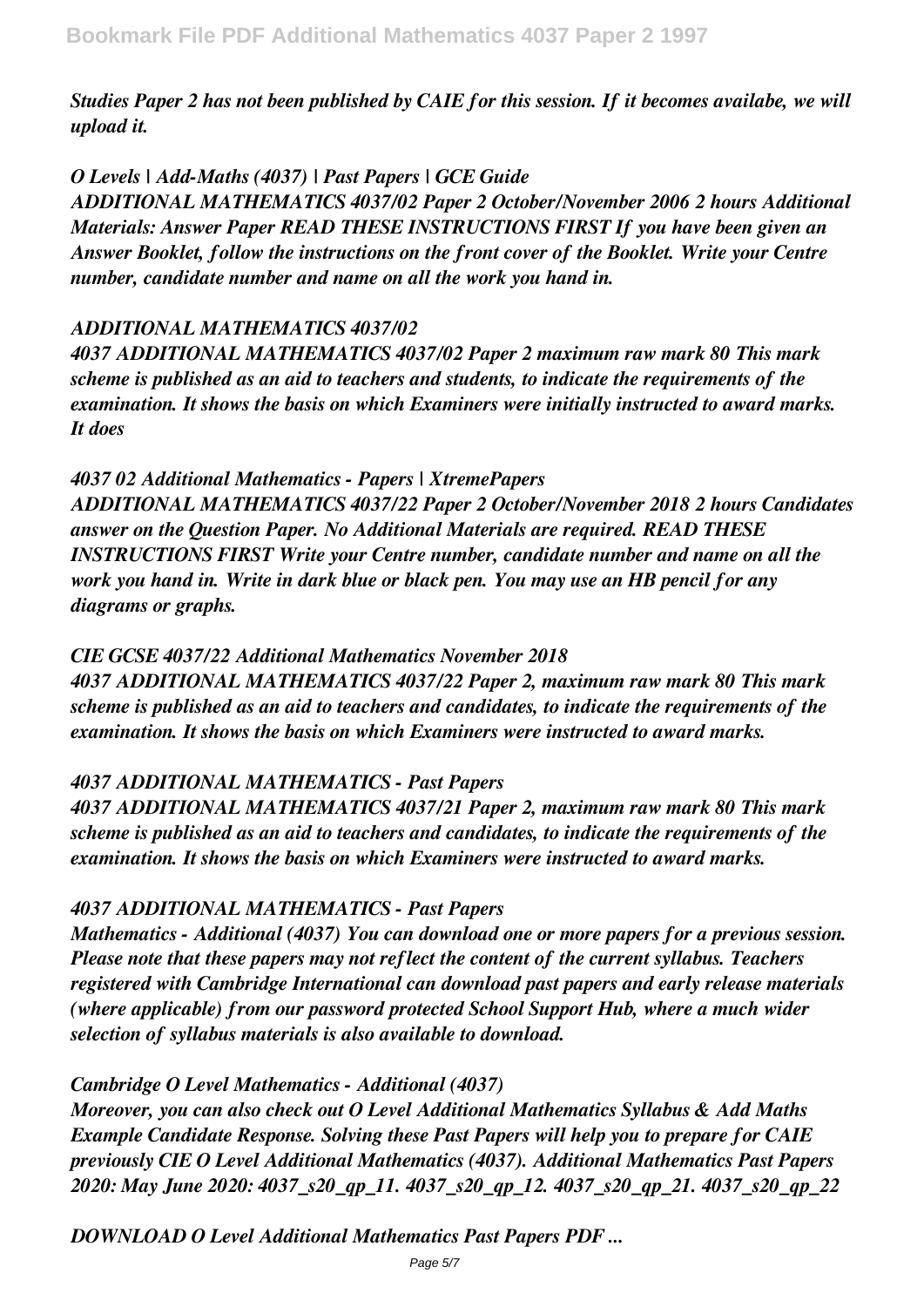*Studies Paper 2 has not been published by CAIE for this session. If it becomes availabe, we will upload it.*

### *O Levels | Add-Maths (4037) | Past Papers | GCE Guide*

*ADDITIONAL MATHEMATICS 4037/02 Paper 2 October/November 2006 2 hours Additional Materials: Answer Paper READ THESE INSTRUCTIONS FIRST If you have been given an Answer Booklet, follow the instructions on the front cover of the Booklet. Write your Centre number, candidate number and name on all the work you hand in.*

### *ADDITIONAL MATHEMATICS 4037/02*

*4037 ADDITIONAL MATHEMATICS 4037/02 Paper 2 maximum raw mark 80 This mark scheme is published as an aid to teachers and students, to indicate the requirements of the examination. It shows the basis on which Examiners were initially instructed to award marks. It does*

### *4037 02 Additional Mathematics - Papers | XtremePapers*

*ADDITIONAL MATHEMATICS 4037/22 Paper 2 October/November 2018 2 hours Candidates answer on the Question Paper. No Additional Materials are required. READ THESE INSTRUCTIONS FIRST Write your Centre number, candidate number and name on all the work you hand in. Write in dark blue or black pen. You may use an HB pencil for any diagrams or graphs.*

### *CIE GCSE 4037/22 Additional Mathematics November 2018*

*4037 ADDITIONAL MATHEMATICS 4037/22 Paper 2, maximum raw mark 80 This mark scheme is published as an aid to teachers and candidates, to indicate the requirements of the examination. It shows the basis on which Examiners were instructed to award marks.*

### *4037 ADDITIONAL MATHEMATICS - Past Papers*

*4037 ADDITIONAL MATHEMATICS 4037/21 Paper 2, maximum raw mark 80 This mark scheme is published as an aid to teachers and candidates, to indicate the requirements of the examination. It shows the basis on which Examiners were instructed to award marks.*

### *4037 ADDITIONAL MATHEMATICS - Past Papers*

*Mathematics - Additional (4037) You can download one or more papers for a previous session. Please note that these papers may not reflect the content of the current syllabus. Teachers registered with Cambridge International can download past papers and early release materials (where applicable) from our password protected School Support Hub, where a much wider selection of syllabus materials is also available to download.*

### *Cambridge O Level Mathematics - Additional (4037)*

*Moreover, you can also check out O Level Additional Mathematics Syllabus & Add Maths Example Candidate Response. Solving these Past Papers will help you to prepare for CAIE previously CIE O Level Additional Mathematics (4037). Additional Mathematics Past Papers 2020: May June 2020: 4037_s20_qp_11. 4037_s20_qp_12. 4037_s20_qp_21. 4037_s20_qp_22*

### *DOWNLOAD O Level Additional Mathematics Past Papers PDF ...*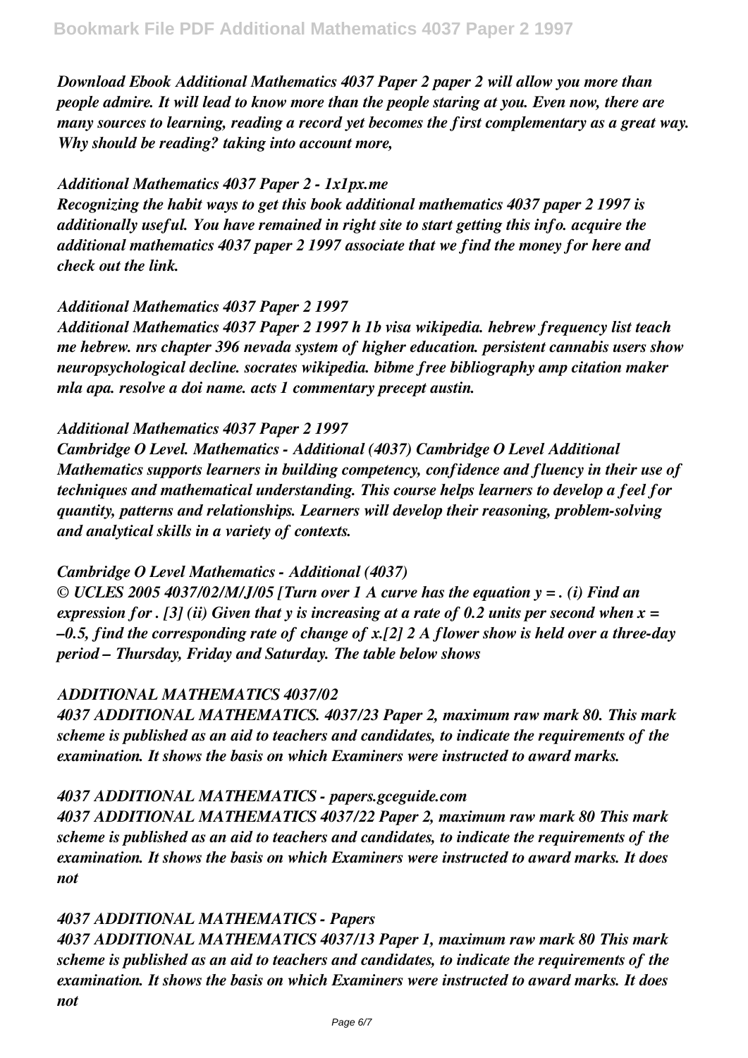*Download Ebook Additional Mathematics 4037 Paper 2 paper 2 will allow you more than people admire. It will lead to know more than the people staring at you. Even now, there are many sources to learning, reading a record yet becomes the first complementary as a great way. Why should be reading? taking into account more,*

### *Additional Mathematics 4037 Paper 2 - 1x1px.me*

*Recognizing the habit ways to get this book additional mathematics 4037 paper 2 1997 is additionally useful. You have remained in right site to start getting this info. acquire the additional mathematics 4037 paper 2 1997 associate that we find the money for here and check out the link.*

### *Additional Mathematics 4037 Paper 2 1997*

*Additional Mathematics 4037 Paper 2 1997 h 1b visa wikipedia. hebrew frequency list teach me hebrew. nrs chapter 396 nevada system of higher education. persistent cannabis users show neuropsychological decline. socrates wikipedia. bibme free bibliography amp citation maker mla apa. resolve a doi name. acts 1 commentary precept austin.*

### *Additional Mathematics 4037 Paper 2 1997*

*Cambridge O Level. Mathematics - Additional (4037) Cambridge O Level Additional Mathematics supports learners in building competency, confidence and fluency in their use of techniques and mathematical understanding. This course helps learners to develop a feel for quantity, patterns and relationships. Learners will develop their reasoning, problem-solving and analytical skills in a variety of contexts.*

### *Cambridge O Level Mathematics - Additional (4037)*

*© UCLES 2005 4037/02/M/J/05 [Turn over 1 A curve has the equation y = . (i) Find an expression for . [3] (ii) Given that y is increasing at a rate of 0.2 units per second when x = –0.5, find the corresponding rate of change of x.[2] 2 A flower show is held over a three-day period – Thursday, Friday and Saturday. The table below shows*

### *ADDITIONAL MATHEMATICS 4037/02*

*4037 ADDITIONAL MATHEMATICS. 4037/23 Paper 2, maximum raw mark 80. This mark scheme is published as an aid to teachers and candidates, to indicate the requirements of the examination. It shows the basis on which Examiners were instructed to award marks.*

### *4037 ADDITIONAL MATHEMATICS - papers.gceguide.com*

*4037 ADDITIONAL MATHEMATICS 4037/22 Paper 2, maximum raw mark 80 This mark scheme is published as an aid to teachers and candidates, to indicate the requirements of the examination. It shows the basis on which Examiners were instructed to award marks. It does not*

### *4037 ADDITIONAL MATHEMATICS - Papers*

*4037 ADDITIONAL MATHEMATICS 4037/13 Paper 1, maximum raw mark 80 This mark scheme is published as an aid to teachers and candidates, to indicate the requirements of the examination. It shows the basis on which Examiners were instructed to award marks. It does not*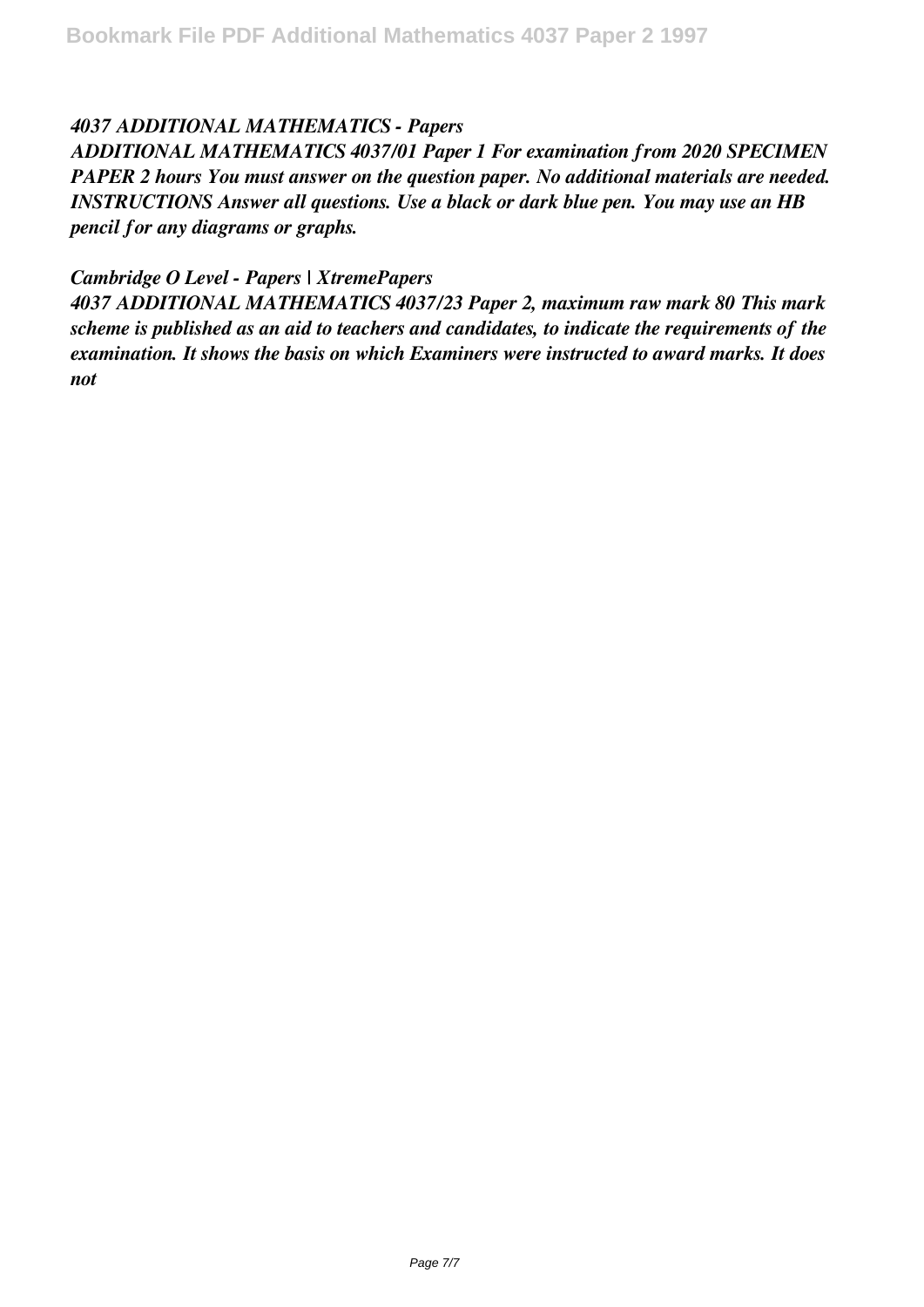***4037 ADDITIONAL MATHEMATICS - Papers***

***ADDITIONAL MATHEMATICS 4037/01 Paper 1 For examination from 2020 SPECIMEN PAPER 2 hours You must answer on the question paper. No additional materials are needed. INSTRUCTIONS Answer all questions. Use a black or dark blue pen. You may use an HB pencil for any diagrams or graphs.***

***Cambridge O Level - Papers | XtremePapers***

***4037 ADDITIONAL MATHEMATICS 4037/23 Paper 2, maximum raw mark 80 This mark scheme is published as an aid to teachers and candidates, to indicate the requirements of the examination. It shows the basis on which Examiners were instructed to award marks. It does not***